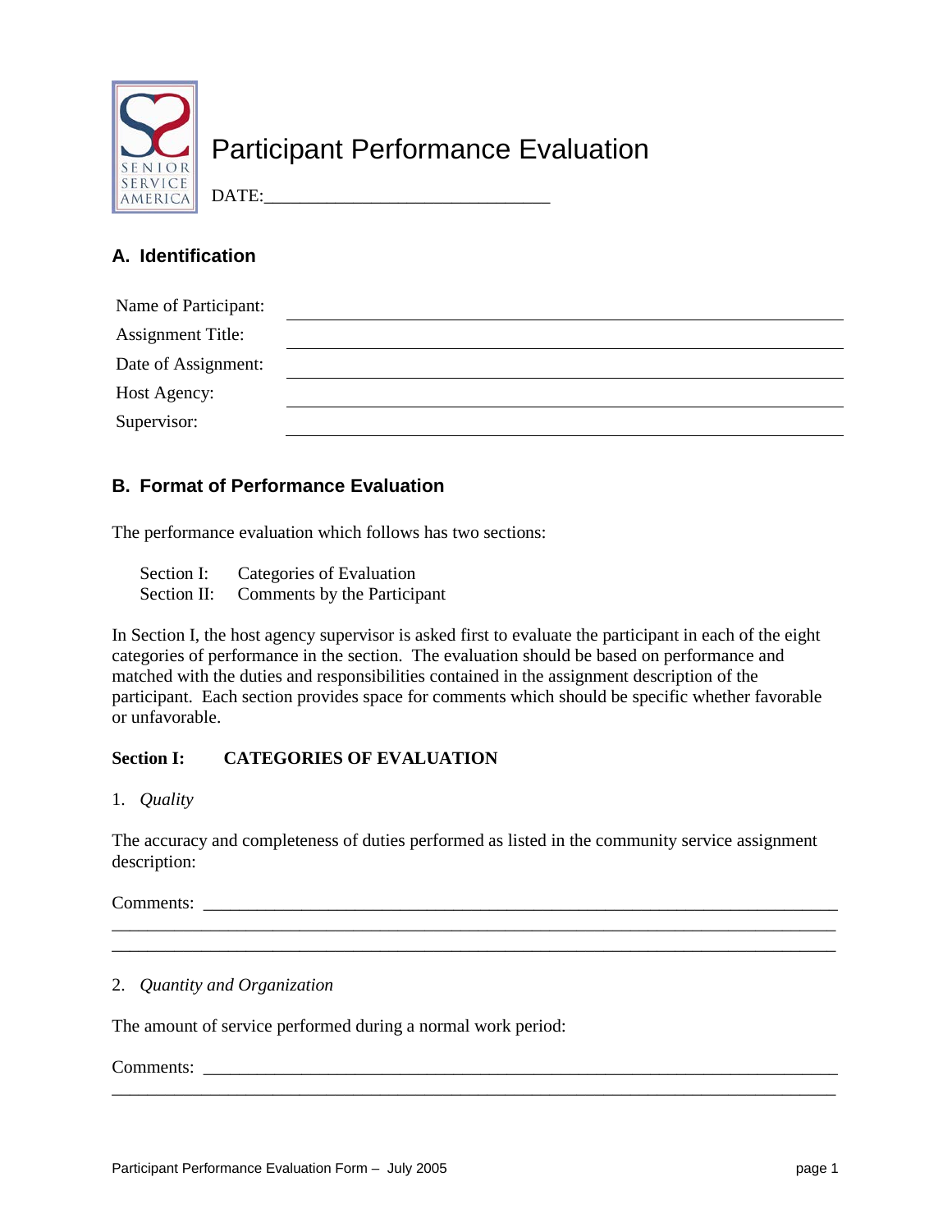# Participant Performance Evaluation

DATE:_______________________________

## A. Identification

Name of Participant: ______________________________________________

Assignment Title: ______________________________________________

Date of Assignment: ______________________________________________

Host Agency: ______________________________________________

Supervisor: ______________________________________________

## B. Format of Performance Evaluation

The performance evaluation which follows has two sections:

Section I: Categories of Evaluation
Section II: Comments by the Participant

In Section I, the host agency supervisor is asked first to evaluate the participant in each of the eight categories of performance in the section. The evaluation should be based on performance and matched with the duties and responsibilities contained in the assignment description of the participant. Each section provides space for comments which should be specific whether favorable or unfavorable.

**Section I: CATEGORIES OF EVALUATION**

1. *Quality*

The accuracy and completeness of duties performed as listed in the community service assignment description:

Comments: ___________________________________________________________________________
_______________________________________________________________________________
_______________________________________________________________________________

2. *Quantity and Organization*

The amount of service performed during a normal work period:

Comments: ___________________________________________________________________________
_______________________________________________________________________________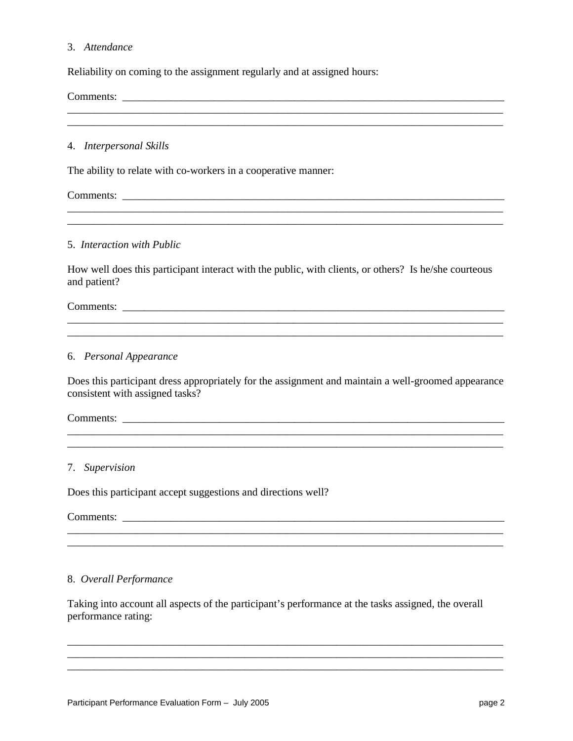3. *Attendance*

Reliability on coming to the assignment regularly and at assigned hours:

Comments: ___________________________________________________________________________
_____________________________________________________________________________________
_____________________________________________________________________________________

4. *Interpersonal Skills*

The ability to relate with co-workers in a cooperative manner:

Comments: ___________________________________________________________________________
_____________________________________________________________________________________
_____________________________________________________________________________________

5. *Interaction with Public*

How well does this participant interact with the public, with clients, or others? Is he/she courteous and patient?

Comments: ___________________________________________________________________________
_____________________________________________________________________________________
_____________________________________________________________________________________

6. *Personal Appearance*

Does this participant dress appropriately for the assignment and maintain a well-groomed appearance consistent with assigned tasks?

Comments: ___________________________________________________________________________
_____________________________________________________________________________________
_____________________________________________________________________________________

7. *Supervision*

Does this participant accept suggestions and directions well?

Comments: ___________________________________________________________________________
_____________________________________________________________________________________
_____________________________________________________________________________________

8. *Overall Performance*

Taking into account all aspects of the participant's performance at the tasks assigned, the overall performance rating:

_____________________________________________________________________________________
_____________________________________________________________________________________
_____________________________________________________________________________________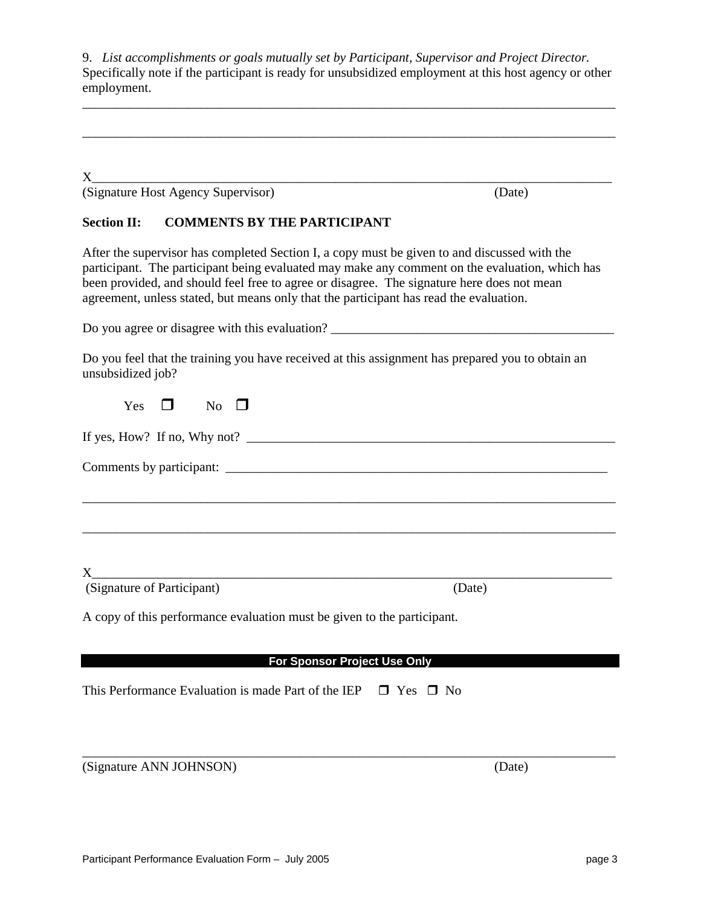9. *List accomplishments or goals mutually set by Participant, Supervisor and Project Director.* Specifically note if the participant is ready for unsubsidized employment at this host agency or other employment.

_______________________________________________________________________________

_______________________________________________________________________________

X_____________________________________________________________________________
(Signature Host Agency Supervisor) (Date)

**Section II: COMMENTS BY THE PARTICIPANT**

After the supervisor has completed Section I, a copy must be given to and discussed with the participant. The participant being evaluated may make any comment on the evaluation, which has been provided, and should feel free to agree or disagree. The signature here does not mean agreement, unless stated, but means only that the participant has read the evaluation.

Do you agree or disagree with this evaluation? ________________________________________

Do you feel that the training you have received at this assignment has prepared you to obtain an unsubsidized job?

Yes ☐ No ☐

If yes, How? If no, Why not? _____________________________________________________

Comments by participant: _______________________________________________________

_______________________________________________________________________________

_______________________________________________________________________________

X_____________________________________________________________________________
(Signature of Participant) (Date)

A copy of this performance evaluation must be given to the participant.

**For Sponsor Project Use Only**

This Performance Evaluation is made Part of the IEP ☐ Yes ☐ No

_______________________________________________________________________________
(Signature ANN JOHNSON) (Date)